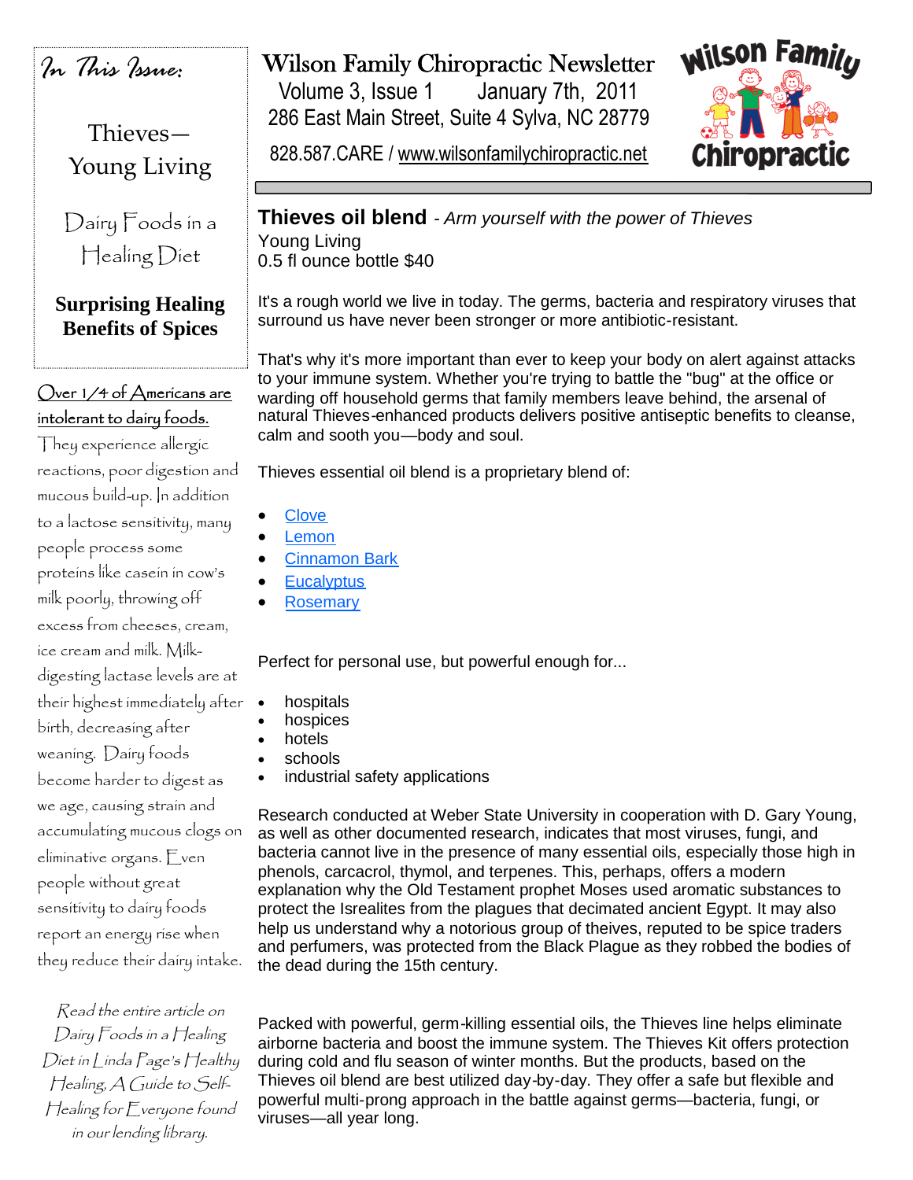# Wilson Family Chiropractic Newsletter

Volume 3, Issue 1 January 7th, 2011

286 East Main Street, Suite 4 Sylva, NC 28779

828.587.CARE / www.wilsonfamilychiropractic.net

Wilson Family Chiropractic

*In This Issue:*

- Thieves— Young Living
- Dairy Foods in a Healing Diet
- **Surprising Healing Benefits of Spices**

## Thieves oil blend *- Arm yourself with the power of Thieves*

Young Living

0.5 fl ounce bottle $40

It's a rough world we live in today. The germs, bacteria and respiratory viruses that surround us have never been stronger or more antibiotic-resistant.

That's why it's more important than ever to keep your body on alert against attacks to your immune system. Whether you're trying to battle the "bug" at the office or warding off household germs that family members leave behind, the arsenal of natural Thieves-enhanced products delivers positive antiseptic benefits to cleanse, calm and sooth you—body and soul.

Thieves essential oil blend is a proprietary blend of:

- Clove
- Lemon
- Cinnamon Bark
- Eucalyptus
- Rosemary

Perfect for personal use, but powerful enough for...

- hospitals
- hospices
- hotels
- schools
- industrial safety applications

Research conducted at Weber State University in cooperation with D. Gary Young, as well as other documented research, indicates that most viruses, fungi, and bacteria cannot live in the presence of many essential oils, especially those high in phenols, carcacrol, thymol, and terpenes. This, perhaps, offers a modern explanation why the Old Testament prophet Moses used aromatic substances to protect the Isrealites from the plagues that decimated ancient Egypt. It may also help us understand why a notorious group of theives, reputed to be spice traders and perfumers, was protected from the Black Plague as they robbed the bodies of the dead during the 15th century.

Packed with powerful, germ-killing essential oils, the Thieves line helps eliminate airborne bacteria and boost the immune system. The Thieves Kit offers protection during cold and flu season of winter months. But the products, based on the Thieves oil blend are best utilized day-by-day. They offer a safe but flexible and powerful multi-prong approach in the battle against germs—bacteria, fungi, or viruses—all year long.

## Over 1/4 of Americans are intolerant to dairy foods.

They experience allergic reactions, poor digestion and mucous build-up. In addition to a lactose sensitivity, many people process some proteins like casein in cow's milk poorly, throwing off excess from cheeses, cream, ice cream and milk. Milk-digesting lactase levels are at their highest immediately after birth, decreasing after weaning. Dairy foods become harder to digest as we age, causing strain and accumulating mucous clogs on eliminative organs. Even people without great sensitivity to dairy foods report an energy rise when they reduce their dairy intake.

*Read the entire article on Dairy Foods in a Healing Diet in Linda Page's Healthy Healing, A Guide to Self-Healing for Everyone found in our lending library.*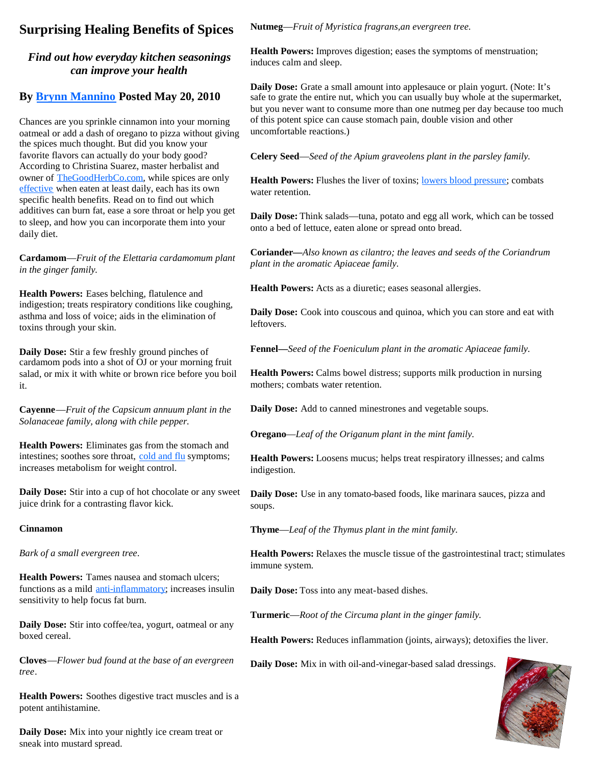# Surprising Healing Benefits of Spices

### *Find out how everyday kitchen seasonings can improve your health*

### By [Brynn Mannino](#) Posted May 20, 2010

Chances are you sprinkle cinnamon into your morning oatmeal or add a dash of oregano to pizza without giving the spices much thought. But did you know your favorite flavors can actually do your body good? According to Christina Suarez, master herbalist and owner of [TheGoodHerbCo.com](#), while spices are only [effective](#) when eaten at least daily, each has its own specific health benefits. Read on to find out which additives can burn fat, ease a sore throat or help you get to sleep, and how you can incorporate them into your daily diet.

**Cardamom**—*Fruit of the Elettaria cardamomum plant in the ginger family.*

**Health Powers:** Eases belching, flatulence and indigestion; treats respiratory conditions like coughing, asthma and loss of voice; aids in the elimination of toxins through your skin.

**Daily Dose:** Stir a few freshly ground pinches of cardamom pods into a shot of OJ or your morning fruit salad, or mix it with white or brown rice before you boil it.

**Cayenne**—*Fruit of the Capsicum annuum plant in the Solanaceae family, along with chile pepper.*

**Health Powers:** Eliminates gas from the stomach and intestines; soothes sore throat, [cold and flu](#) symptoms; increases metabolism for weight control.

**Daily Dose:** Stir into a cup of hot chocolate or any sweet juice drink for a contrasting flavor kick.

**Cinnamon**

*Bark of a small evergreen tree.*

**Health Powers:** Tames nausea and stomach ulcers; functions as a mild [anti-inflammatory](#); increases insulin sensitivity to help focus fat burn.

**Daily Dose:** Stir into coffee/tea, yogurt, oatmeal or any boxed cereal.

**Cloves**—*Flower bud found at the base of an evergreen tree.*

**Health Powers:** Soothes digestive tract muscles and is a potent antihistamine.

**Daily Dose:** Mix into your nightly ice cream treat or sneak into mustard spread.

**Nutmeg**—*Fruit of Myristica fragrans,an evergreen tree.*

**Health Powers:** Improves digestion; eases the symptoms of menstruation; induces calm and sleep.

**Daily Dose:** Grate a small amount into applesauce or plain yogurt. (Note: It's safe to grate the entire nut, which you can usually buy whole at the supermarket, but you never want to consume more than one nutmeg per day because too much of this potent spice can cause stomach pain, double vision and other uncomfortable reactions.)

**Celery Seed**—*Seed of the Apium graveolens plant in the parsley family.*

**Health Powers:** Flushes the liver of toxins; [lowers blood pressure](#); combats water retention.

**Daily Dose:** Think salads—tuna, potato and egg all work, which can be tossed onto a bed of lettuce, eaten alone or spread onto bread.

**Coriander—***Also known as cilantro; the leaves and seeds of the Coriandrum plant in the aromatic Apiaceae family.*

**Health Powers:** Acts as a diuretic; eases seasonal allergies.

**Daily Dose:** Cook into couscous and quinoa, which you can store and eat with leftovers.

**Fennel—***Seed of the Foeniculum plant in the aromatic Apiaceae family.*

**Health Powers:** Calms bowel distress; supports milk production in nursing mothers; combats water retention.

**Daily Dose:** Add to canned minestrones and vegetable soups.

**Oregano**—*Leaf of the Origanum plant in the mint family.*

**Health Powers:** Loosens mucus; helps treat respiratory illnesses; and calms indigestion.

**Daily Dose:** Use in any tomato-based foods, like marinara sauces, pizza and soups.

**Thyme**—*Leaf of the Thymus plant in the mint family.*

**Health Powers:** Relaxes the muscle tissue of the gastrointestinal tract; stimulates immune system.

**Daily Dose:** Toss into any meat-based dishes.

**Turmeric**—*Root of the Circuma plant in the ginger family.*

**Health Powers:** Reduces inflammation (joints, airways); detoxifies the liver.

**Daily Dose:** Mix in with oil-and-vinegar-based salad dressings.